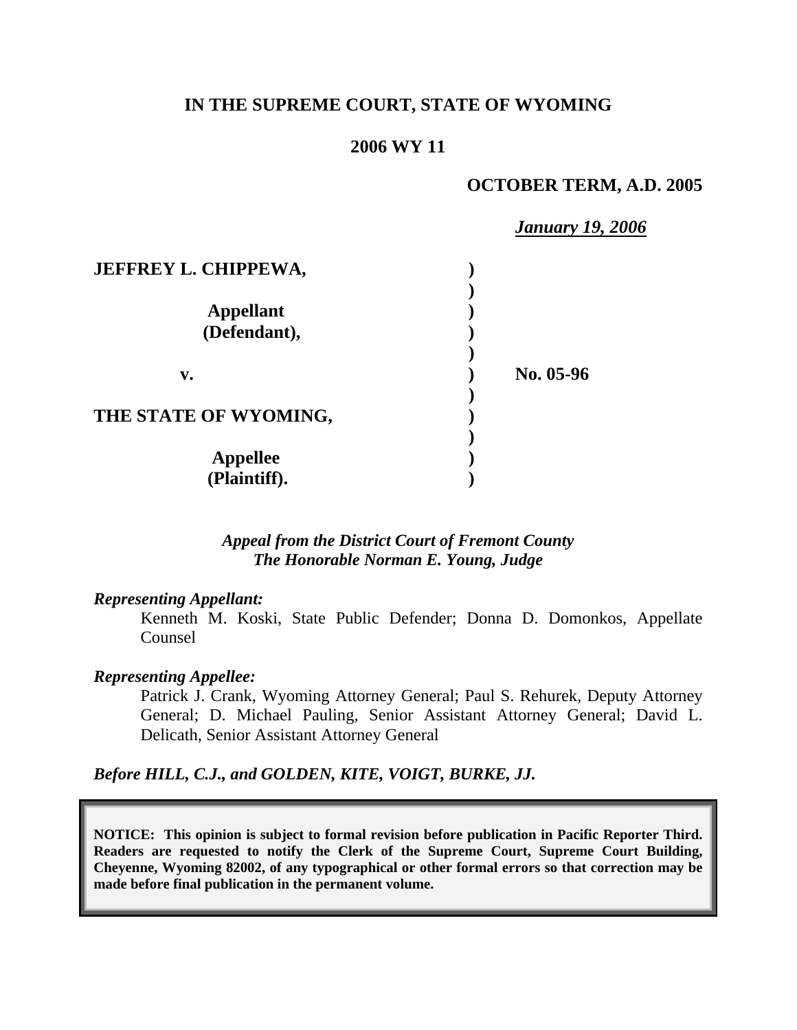**IN THE SUPREME COURT, STATE OF WYOMING**

**2006 WY 11**

**OCTOBER TERM, A.D. 2005**

***January 19, 2006***

| | | |
|---|---|---|
| **JEFFREY L. CHIPPEWA,** | **)** | |
| | **)** | |
| **Appellant** | **)** | |
| **(Defendant),** | **)** | |
| | **)** | |
| **v.** | **)** | **No. 05-96** |
| | **)** | |
| **THE STATE OF WYOMING,** | **)** | |
| | **)** | |
| **Appellee** | **)** | |
| **(Plaintiff).** | **)** | |

***Appeal from the District Court of Fremont County***
***The Honorable Norman E. Young, Judge***

***Representing Appellant:***

Kenneth M. Koski, State Public Defender; Donna D. Domonkos, Appellate Counsel

***Representing Appellee:***

Patrick J. Crank, Wyoming Attorney General; Paul S. Rehurek, Deputy Attorney General; D. Michael Pauling, Senior Assistant Attorney General; David L. Delicath, Senior Assistant Attorney General

***Before HILL, C.J., and GOLDEN, KITE, VOIGT, BURKE, JJ.***

**NOTICE: This opinion is subject to formal revision before publication in Pacific Reporter Third. Readers are requested to notify the Clerk of the Supreme Court, Supreme Court Building, Cheyenne, Wyoming 82002, of any typographical or other formal errors so that correction may be made before final publication in the permanent volume.**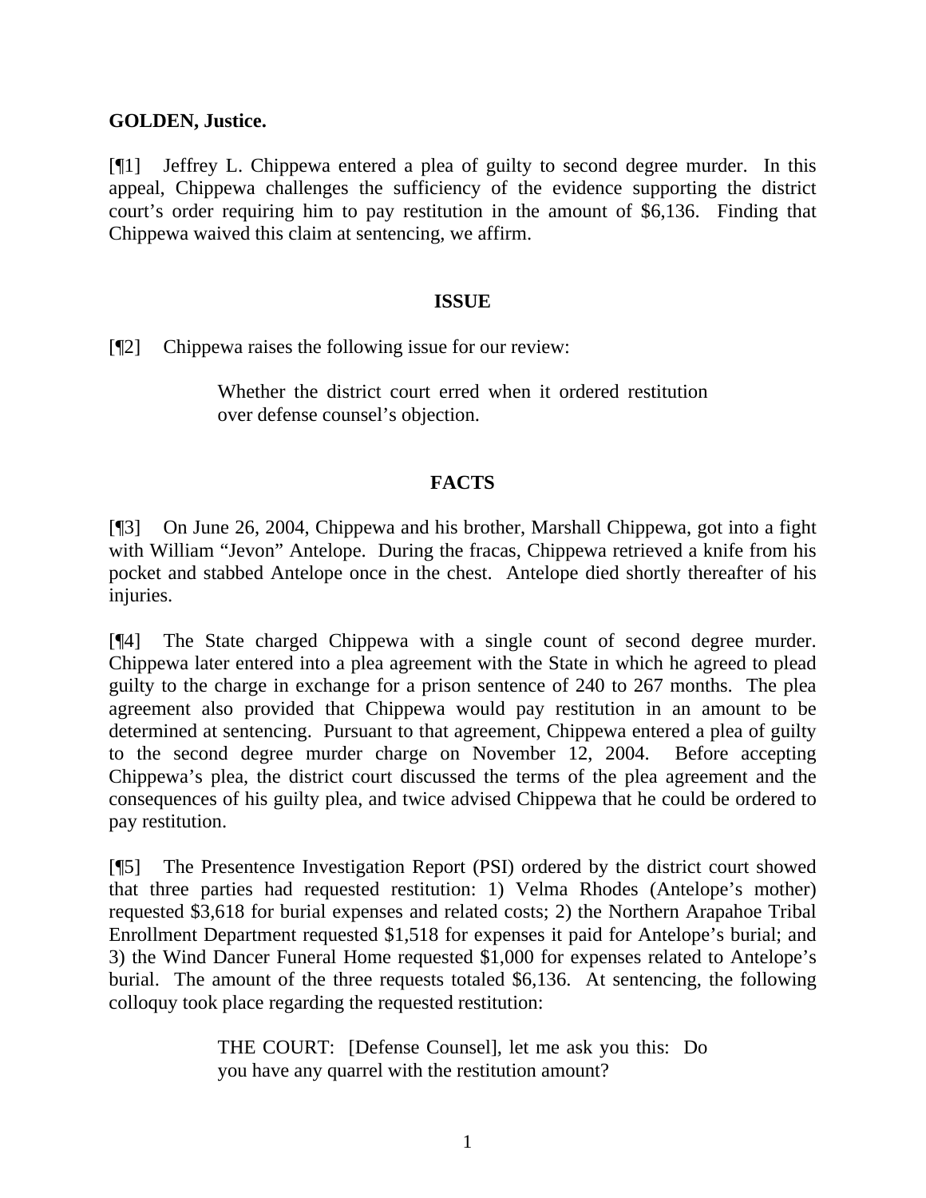**GOLDEN, Justice.**

[¶1] Jeffrey L. Chippewa entered a plea of guilty to second degree murder. In this appeal, Chippewa challenges the sufficiency of the evidence supporting the district court's order requiring him to pay restitution in the amount of $6,136. Finding that Chippewa waived this claim at sentencing, we affirm.

## ISSUE

[¶2] Chippewa raises the following issue for our review:

> Whether the district court erred when it ordered restitution over defense counsel's objection.

## FACTS

[¶3] On June 26, 2004, Chippewa and his brother, Marshall Chippewa, got into a fight with William "Jevon" Antelope. During the fracas, Chippewa retrieved a knife from his pocket and stabbed Antelope once in the chest. Antelope died shortly thereafter of his injuries.

[¶4] The State charged Chippewa with a single count of second degree murder. Chippewa later entered into a plea agreement with the State in which he agreed to plead guilty to the charge in exchange for a prison sentence of 240 to 267 months. The plea agreement also provided that Chippewa would pay restitution in an amount to be determined at sentencing. Pursuant to that agreement, Chippewa entered a plea of guilty to the second degree murder charge on November 12, 2004. Before accepting Chippewa's plea, the district court discussed the terms of the plea agreement and the consequences of his guilty plea, and twice advised Chippewa that he could be ordered to pay restitution.

[¶5] The Presentence Investigation Report (PSI) ordered by the district court showed that three parties had requested restitution: 1) Velma Rhodes (Antelope's mother) requested $3,618 for burial expenses and related costs; 2) the Northern Arapahoe Tribal Enrollment Department requested $1,518 for expenses it paid for Antelope's burial; and 3) the Wind Dancer Funeral Home requested $1,000 for expenses related to Antelope's burial. The amount of the three requests totaled $6,136. At sentencing, the following colloquy took place regarding the requested restitution:

> THE COURT: [Defense Counsel], let me ask you this: Do you have any quarrel with the restitution amount?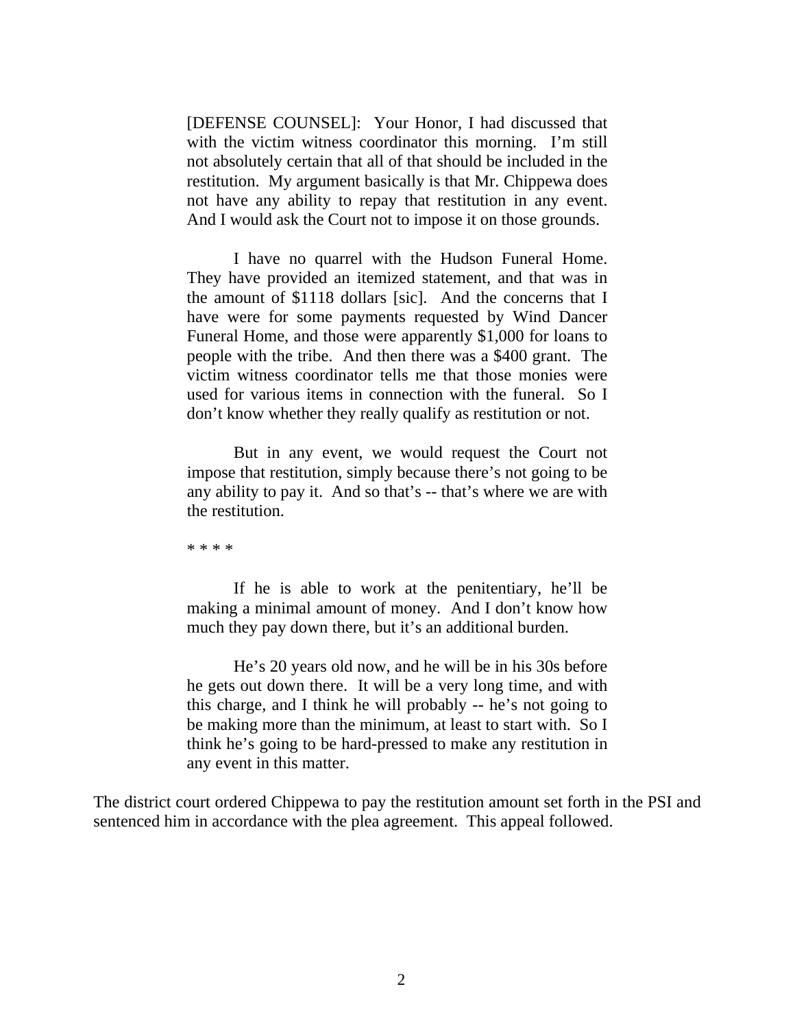> [DEFENSE COUNSEL]: Your Honor, I had discussed that with the victim witness coordinator this morning. I'm still not absolutely certain that all of that should be included in the restitution. My argument basically is that Mr. Chippewa does not have any ability to repay that restitution in any event. And I would ask the Court not to impose it on those grounds.
>
> I have no quarrel with the Hudson Funeral Home. They have provided an itemized statement, and that was in the amount of $1118 dollars [sic]. And the concerns that I have were for some payments requested by Wind Dancer Funeral Home, and those were apparently $1,000 for loans to people with the tribe. And then there was a $400 grant. The victim witness coordinator tells me that those monies were used for various items in connection with the funeral. So I don't know whether they really qualify as restitution or not.
>
> But in any event, we would request the Court not impose that restitution, simply because there's not going to be any ability to pay it. And so that's -- that's where we are with the restitution.
>
> \* \* \* \*
>
> If he is able to work at the penitentiary, he'll be making a minimal amount of money. And I don't know how much they pay down there, but it's an additional burden.
>
> He's 20 years old now, and he will be in his 30s before he gets out down there. It will be a very long time, and with this charge, and I think he will probably -- he's not going to be making more than the minimum, at least to start with. So I think he's going to be hard-pressed to make any restitution in any event in this matter.

The district court ordered Chippewa to pay the restitution amount set forth in the PSI and sentenced him in accordance with the plea agreement. This appeal followed.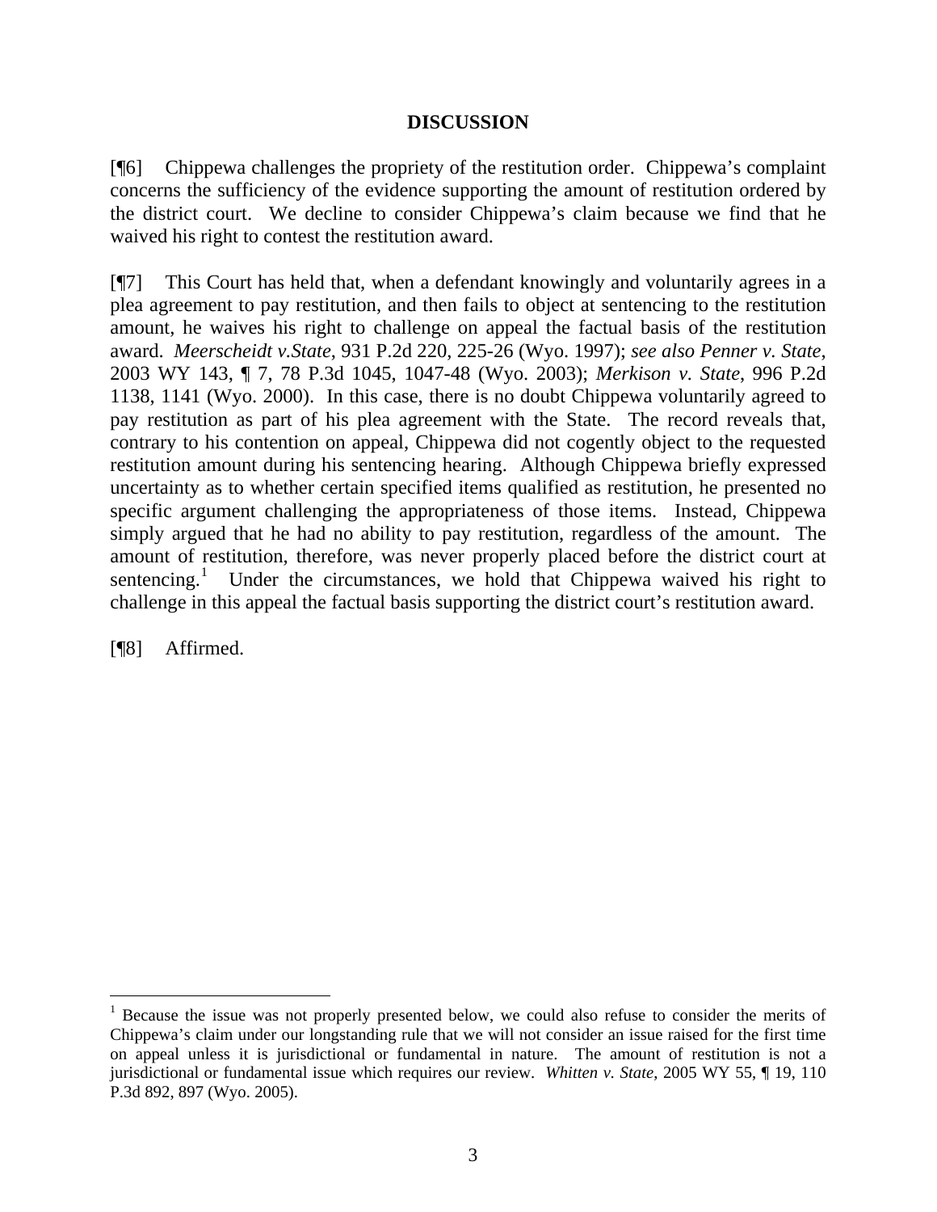## DISCUSSION

[¶6] Chippewa challenges the propriety of the restitution order. Chippewa's complaint concerns the sufficiency of the evidence supporting the amount of restitution ordered by the district court. We decline to consider Chippewa's claim because we find that he waived his right to contest the restitution award.

[¶7] This Court has held that, when a defendant knowingly and voluntarily agrees in a plea agreement to pay restitution, and then fails to object at sentencing to the restitution amount, he waives his right to challenge on appeal the factual basis of the restitution award. *Meerscheidt v.State*, 931 P.2d 220, 225-26 (Wyo. 1997); *see also Penner v. State*, 2003 WY 143, ¶ 7, 78 P.3d 1045, 1047-48 (Wyo. 2003); *Merkison v. State*, 996 P.2d 1138, 1141 (Wyo. 2000). In this case, there is no doubt Chippewa voluntarily agreed to pay restitution as part of his plea agreement with the State. The record reveals that, contrary to his contention on appeal, Chippewa did not cogently object to the requested restitution amount during his sentencing hearing. Although Chippewa briefly expressed uncertainty as to whether certain specified items qualified as restitution, he presented no specific argument challenging the appropriateness of those items. Instead, Chippewa simply argued that he had no ability to pay restitution, regardless of the amount. The amount of restitution, therefore, was never properly placed before the district court at sentencing.[1] Under the circumstances, we hold that Chippewa waived his right to challenge in this appeal the factual basis supporting the district court's restitution award.

[¶8] Affirmed.

---

[1] Because the issue was not properly presented below, we could also refuse to consider the merits of Chippewa's claim under our longstanding rule that we will not consider an issue raised for the first time on appeal unless it is jurisdictional or fundamental in nature. The amount of restitution is not a jurisdictional or fundamental issue which requires our review. *Whitten v. State*, 2005 WY 55, ¶ 19, 110 P.3d 892, 897 (Wyo. 2005).